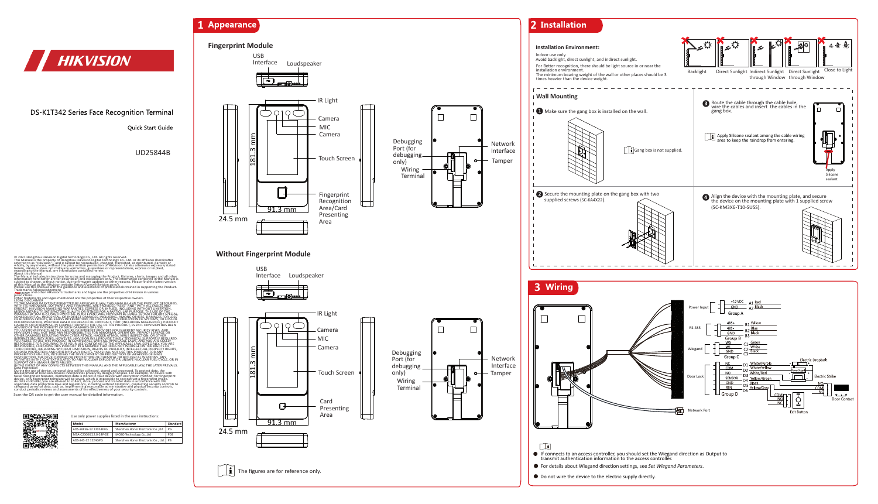HIKVISION

DS-K1T342 Series Face Recognition Terminal

Quick Start Guide

UD25844B

© 2021 Hangzhou Hikvision Digital Technology Co., Ltd. All rights reserved.
This Manual is the property of Hangzhou Hikvision Digital Technology Co., Ltd. or its affiliates (hereinafter referred to as "Hikvision"), and it cannot be reproduced, changed, translated, or distributed, partially or wholly, by any means, without the prior written permission of Hikvision. Unless otherwise expressly stated herein, Hikvision does not make any warranties, guarantees or representations, express or implied, regarding to the Manual, any information contained herein.
About this Manual
The Manual includes instructions for using and managing the Product. Pictures, charts, images and all other information hereinafter are for description and explanation only. The information contained in the Manual is subject to change, without notice, due to firmware updates or other reasons. Please find the latest version of this Manual at the Hikvision website (https://www.hikvision.com/).
Please use this Manual with the guidance and assistance of professionals trained in supporting the Product.
Trademarks Acknowledgement
HIKVISION and other Hikvision's trademarks and logos are the properties of Hikvision in various jurisdictions.
Other trademarks and logos mentioned are the properties of their respective owners.
LEGAL DISCLAIMER
TO THE MAXIMUM EXTENT PERMITTED BY APPLICABLE LAW, THIS MANUAL AND THE PRODUCT DESCRIBED, WITH ITS HARDWARE, SOFTWARE AND FIRMWARE, ARE PROVIDED "AS IS" AND "WITH ALL FAULTS AND ERRORS". HIKVISION MAKES NO WARRANTIES, EXPRESS OR IMPLIED, INCLUDING WITHOUT LIMITATION, MERCHANTABILITY, SATISFACTORY QUALITY, OR FITNESS FOR A PARTICULAR PURPOSE. THE USE OF THE PRODUCT BY YOU IS AT YOUR OWN RISK. IN NO EVENT WILL HIKVISION BE LIABLE TO YOU FOR ANY SPECIAL, CONSEQUENTIAL, INCIDENTAL, OR INDIRECT DAMAGES, INCLUDING, AMONG OTHERS, DAMAGES FOR LOSS OF BUSINESS PROFITS, BUSINESS INTERRUPTION, OR LOSS OF DATA, CORRUPTION OF SYSTEMS, OR LOSS OF DOCUMENTATION, WHETHER BASED ON BREACH OF CONTRACT, TORT (INCLUDING NEGLIGENCE), PRODUCT LIABILITY, OR OTHERWISE, IN CONNECTION WITH THE USE OF THE PRODUCT, EVEN IF HIKVISION HAS BEEN ADVISED OF THE POSSIBILITY OF SUCH DAMAGES OR LOSS.
YOU ACKNOWLEDGE THAT THE NATURE OF INTERNET PROVIDES FOR INHERENT SECURITY RISKS, AND HIKVISION SHALL NOT TAKE ANY RESPONSIBILITIES FOR ABNORMAL OPERATION, PRIVACY LEAKAGE OR OTHER DAMAGES RESULTING FROM CYBER-ATTACK, HACKER ATTACK, VIRUS INSPECTION, OR OTHER INTERNET SECURITY RISKS; HOWEVER, HIKVISION WILL PROVIDE TIMELY TECHNICAL SUPPORT IF REQUIRED.
YOU AGREE TO USE THIS PRODUCT IN COMPLIANCE WITH ALL APPLICABLE LAWS, AND YOU ARE SOLELY RESPONSIBLE FOR ENSURING THAT YOUR USE CONFORMS TO THE APPLICABLE LAW. ESPECIALLY, YOU ARE RESPONSIBLE, FOR USING THIS PRODUCT IN A MANNER THAT DOES NOT INFRINGE ON THE RIGHTS OF THIRD PARTIES, INCLUDING WITHOUT LIMITATION, RIGHTS OF PUBLICITY, INTELLECTUAL PROPERTY RIGHTS, OR DATA PROTECTION AND OTHER PRIVACY RIGHTS. YOU SHALL NOT USE THIS PRODUCT FOR ANY PROHIBITED END-USES, INCLUDING THE DEVELOPMENT OR PRODUCTION OF WEAPONS OF MASS DESTRUCTION, THE DEVELOPMENT OR PRODUCTION OF CHEMICAL OR BIOLOGICAL WEAPONS, ANY ACTIVITIES IN THE CONTEXT RELATED TO ANY NUCLEAR EXPLOSIVE OR UNSAFE NUCLEAR FUEL-CYCLE, OR IN SUPPORT OF HUMAN RIGHTS ABUSES.
IN THE EVENT OF ANY CONFLICTS BETWEEN THIS MANUAL AND THE APPLICABLE LAW, THE LATER PREVAILS.
Data Protection
During the use of device, personal data will be collected, stored and processed. To protect data, the development of Hikvision devices incorporates privacy by design principles. For example, for device with facial recognition features, biometrics data is stored in your device with encryption method; for fingerprint device, only fingerprint template will be saved, which is impossible to reconstruct a fingerprint image.
As data controller, you are advised to collect, store, process and transfer data in accordance with the applicable data protection laws and regulations, including without limitation, conducting security controls to safeguard personal data, such as, implementing reasonable administrative and physical security controls, conduct periodic reviews and assessments of the effectiveness of your security controls.

Scan the QR code to get the user manual for detailed information.

Use only power supplies listed in the user instructions:

| Model | Manufacturer | Standard |
|---|---|---|
| ADS-26FSG-12 12024EPG | Shenzhen Honor Electronic Co.,Ltd | PG |
| MSA-C2000IC12.0-24P-DE | MOSO Technology Co.,Ltd | PDE |
| ADS-24S-12 1224GPG | Shenzhen Honor Electronic Co., Ltd | PB |

# 1 Appearance

## Fingerprint Module

USB Interface
Loudspeaker
IR Light
Camera
MIC
Camera
Touch Screen
Fingerprint Recognition Area/Card Presenting Area
181.3 mm
91.3 mm
24.5 mm
Debugging Port (for debugging only)
Wiring Terminal
Network Interface
Tamper

## Without Fingerprint Module

USB Interface
Loudspeaker
IR Light
Camera
MIC
Camera
Touch Screen
Card Presenting Area
181.3 mm
91.3 mm
24.5 mm
Debugging Port (for debugging only)
Wiring Terminal
Network Interface
Tamper

The figures are for reference only.

# 2 Installation

**Installation Environment:**

Indoor use only.
Avoid backlight, direct sunlight, and indirect sunlight.
For Better recognition, there should be light source in or near the installation environment.
The minimum bearing weight of the wall or other places should be 3 times heavier than the device weight.

Backlight
Direct Sunlight
Indirect Sunlight through Window
Direct Sunlight through Window
Close to Light

## Wall Mounting

1. Make sure the gang box is installed on the wall.

Gang box is not supplied.

2. Secure the mounting plate on the gang box with two supplied screws (SC-KA4X22).

3. Route the cable through the cable hole, wire the cables and insert the cables in the gang box.

Apply Silicone sealant among the cable wiring area to keep the raindrop from entering.

Apply Silicone sealant

4. Align the device with the mounting plate, and secure the device on the mounting plate with 1 supplied screw (SC-KM3X6-T10-SUSS).

# 3 Wiring

Power Input: +12 VDC — A1 Red; GND — A2 Black; Group A
RS-485: 485+ — B1 Yellow; 485- — B2 Blue; GND — B3 Black; Group B
Wiegand: W0 — C1 Green; W1 — C2 White; GND — C3 Black; Group C
Door Lock: NC — D1 White/Purple; COM — D2 White/Yellow; NO — D3 White/Red; SENSOR — D4 Yellow/Green; GND — D5 Black; BTN — D6 Yellow/Grey; Group D
Network Port
Electric Dropbolt
Power Supply
Electric Strike
NO
COM
NC
COM
NO
Door Contact
Exit Button

- If connects to an access controller, you should set the Wiegand direction as Output to transmit authentication information to the access controller.
- For details about Wiegand direction settings, see *Set Wiegand Parameters*.
- Do not wire the device to the electric supply directly.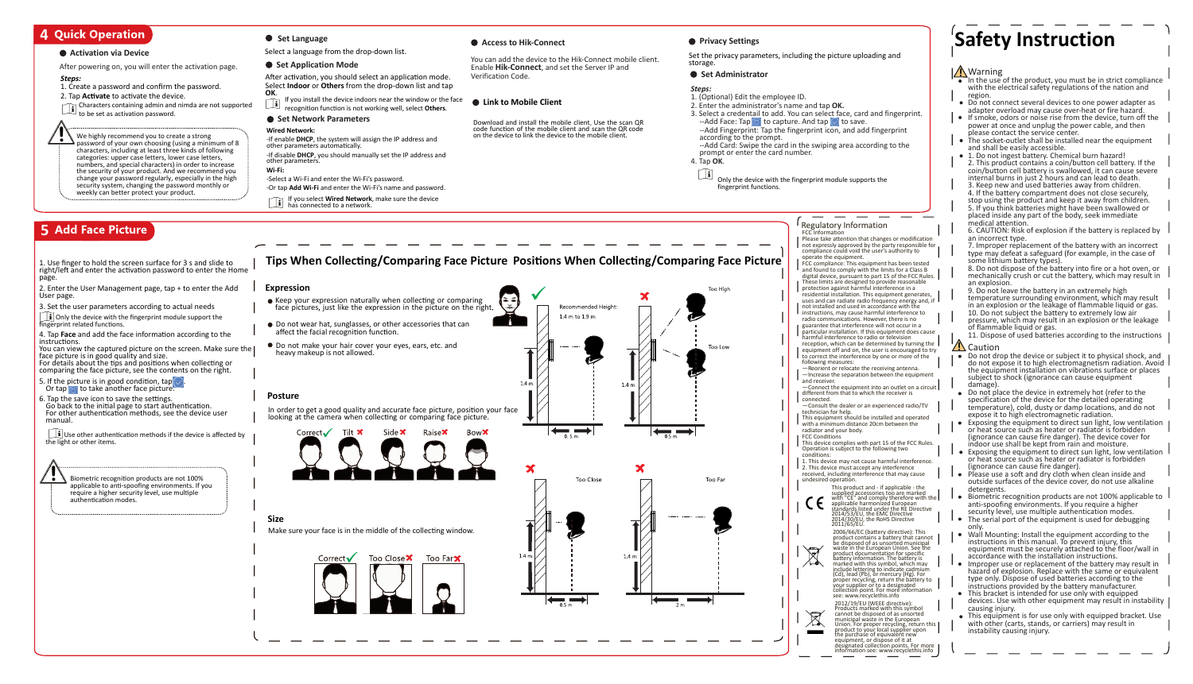## 4 Quick Operation

### Activation via Device

After powering on, you will enter the activation page.

*Steps:*

1. Create a password and confirm the password.
2. Tap **Activate** to activate the device.

Characters containing admin and nimda are not supported to be set as activation password.

We highly recommend you to create a strong password of your own choosing (using a minimum of 8 characters, including at least three kinds of following categories: upper case letters, lower case letters, numbers, and special characters) in order to increase the security of your product. And we recommend you change your password regularly, especially in the high security system, changing the password monthly or weekly can better protect your product.

### Set Language

Select a language from the drop-down list.

### Set Application Mode

After activation, you should select an application mode. Select **Indoor** or **Others** from the drop-down list and tap **OK**.

If you install the device indoors near the window or the face recognition function is not working well, select **Others**.

### Set Network Parameters

**Wired Network:**

-If enable **DHCP**, the system will assign the IP address and other parameters automatically.

-If disable **DHCP**, you should manually set the IP address and other parameters.

**Wi-Fi:**

-Select a Wi-Fi and enter the Wi-Fi's password.

-Or tap **Add Wi-Fi** and enter the the Wi-Fi's name and password.

If you select **Wired Network**, make sure the device has connected to a network.

### Access to Hik-Connect

You can add the device to the Hik-Connect mobile client. Enable **Hik-Connect**, and set the Server IP and Verification Code.

### Link to Mobile Client

Download and install the mobile client. Use the scan QR code function of the mobile client and scan the QR code on the device to link the device to the mobile client.

### Privacy Settings

Set the privacy parameters, including the picture uploading and storage.

### Set Administrator

*Steps:*

1. (Optional) Edit the employee ID.
2. Enter the administrator's name and tap **OK.**
3. Select a credentail to add. You can select face, card and fingerprint.
   --Add Face: Tap to capture. And tap to save.
   --Add Fingerprint: Tap the fingerprint icon, and add fingerprint according to the prompt.
   --Add Card: Swipe the card in the swiping area according to the prompt or enter the card number.
4. Tap **OK**.

Only the device with the fingerprint module supports the fingerprint functions.

## 5 Add Face Picture

1. Use finger to hold the screen surface for 3 s and slide to right/left and enter the activation password to enter the Home page.
2. Enter the User Management page, tap + to enter the Add User page.
3. Set the user parameters according to actual needs

Only the device with the fingerprint module support the fingerprint related functions.

4. Tap **Face** and add the face information according to the instructions.
You can view the captured picture on the screen. Make sure the face picture is in good quality and size.
For details about the tips and positions when collecting or comparing the face picture, see the contents on the right.
5. If the picture is in good condition, tap .
Or tap to take another face picture.
6. Tap the save icon to save the settings.
Go back to the initial page to start authentication.
For other authentication methods, see the device user manual.

Use other authentication methods if the device is affected by the light or other items.

Biometric recognition products are not 100% applicable to anti-spoofing environments. If you require a higher security level, use multiple authentication modes.

### Tips When Collecting/Comparing Face Picture

**Expression**

- Keep your expression naturally when collecting or comparing face pictures, just like the expression in the picture on the right.
- Do not wear hat, sunglasses, or other accessories that can affect the facial recognition function.
- Do not make your hair cover your eyes, ears, etc. and heavy makeup is not allowed.

**Posture**

In order to get a good quality and accurate face picture, position your face looking at the camera when collecting or comparing face picture.

Correct Tilt Side Raise Bow

**Size**

Make sure your face is in the middle of the collecting window.

Correct Too Close Too Far

### Positions When Collecting/Comparing Face Picture

Recommended Height: 1.4 m to 1.9 m

1.4 m 0.5 m

Too High

Too Low

1.4 m 0.5 m

Too Close

1.4 m 0.5 m

Too Far

1.4 m 2 m

## Regulatory Information

FCC Information

Please take attention that changes or modification not expressly approved by the party responsible for compliance could void the user's authority to operate the equipment.

FCC compliance: This equipment has been tested and found to comply with the limits for a Class B digital device, pursuant to part 15 of the FCC Rules. These limits are designed to provide reasonable protection against harmful interference in a residential installation. This equipment generates, uses and can radiate radio frequency energy and, if not installed and used in accordance with the instructions, may cause harmful interference to radio communications. However, there is no guarantee that interference will not occur in a particular installation. If this equipment does cause harmful interference to radio or television reception, which can be determined by turning the equipment off and on, the user is encouraged to try to correct the interference by one or more of the following measures:

—Reorient or relocate the receiving antenna.

—Increase the separation between the equipment and receiver.

—Connect the equipment into an outlet on a circuit different from that to which the receiver is connected.

—Consult the dealer or an experienced radio/TV technician for help.

This equipment should be installed and operated with a minimum distance 20cm between the radiator and your body.

FCC Conditions

This device complies with part 15 of the FCC Rules. Operation is subject to the following two conditions:

1. This device may not cause harmful interference.
2. This device must accept any interference received, including interference that may cause undesired operation.

This product and - if applicable - the supplied accessories too are marked with "CE" and comply therefore with the applicable harmonized European standards listed under the RE Directive 2014/53/EU, the EMC Directive 2014/30/EU, the RoHS Directive 2011/65/EU.

2006/66/EC (battery directive): This product contains a battery that cannot be disposed of as unsorted municipal waste in the European Union. See the product documentation for specific battery information. The battery is marked with this symbol, which may include lettering to indicate cadmium (Cd), lead (Pb), or mercury (Hg). For proper recycling, return the battery to your supplier or to a designated collection point. For more information see: www.recyclethis.info

2012/19/EU (WEEE directive): Products marked with this symbol cannot be disposed of as unsorted municipal waste in the European Union. For proper recycling, return this product to your local supplier upon the purchase of equivalent new equipment, or dispose of it at designated collection points. For more information see: www.recyclethis.info

# Safety Instruction

## Warning

- In the use of the product, you must be in strict compliance with the electrical safety regulations of the nation and region.
- Do not connect several devices to one power adapter as adapter overload may cause over-heat or fire hazard.
- If smoke, odors or noise rise from the device, turn off the power at once and unplug the power cable, and then please contact the service center.
- The socket-outlet shall be installed near the equipment and shall be easily accessible.
- 1. Do not ingest battery. Chemical burn hazard!
  2. This product contains a coin/button cell battery. If the coin/button cell battery is swallowed, it can cause severe internal burns in just 2 hours and can lead to death.
  3. Keep new and used batteries away from children.
  4. If the battery compartment does not close securely, stop using the product and keep it away from children.
  5. If you think batteries might have been swallowed or placed inside any part of the body, seek immediate medical attention.
  6. CAUTION: Risk of explosion if the battery is replaced by an incorrect type.
  7. Improper replacement of the battery with an incorrect type may defeat a safeguard (for example, in the case of some lithium battery types).
  8. Do not dispose of the battery into fire or a hot oven, or mechanically crush or cut the battery, which may result in an explosion.
  9. Do not leave the battery in an extremely high temperature surrounding environment, which may result in an explosion or the leakage of flammable liquid or gas.
  10. Do not subject the battery to extremely low air pressure, which may result in an explosion or the leakage of flammable liquid or gas.
  11. Dispose of used batteries according to the instructions

## Caution

- Do not drop the device or subject it to physical shock, and do not expose it to high electromagnetism radiation. Avoid the equipment installation on vibrations surface or places subject to shock (ignorance can cause equipment damage).
- Do not place the device in extremely hot (refer to the specification of the device for the detailed operating temperature), cold, dusty or damp locations, and do not expose it to high electromagnetic radiation.
- Exposing the equipment to direct sun light, low ventilation or heat source such as heater or radiator is forbidden (ignorance can cause fire danger). The device cover for indoor use shall be kept from rain and moisture.
- Exposing the equipment to direct sun light, low ventilation or heat source such as heater or radiator is forbidden (ignorance can cause fire danger).
- Please use a soft and dry cloth when clean inside and outside surfaces of the device cover, do not use alkaline detergents.
- Biometric recognition products are not 100% applicable to anti-spoofing environments. If you require a higher security level, use multiple authentication modes.
- The serial port of the equipment is used for debugging only.
- Wall Mounting: Install the equipment according to the instructions in this manual. To prevent injury, this equipment must be securely attached to the floor/wall in accordance with the installation instructions.
- Improper use or replacement of the battery may result in hazard of explosion. Replace with the same or equivalent type only. Dispose of used batteries according to the instructions provided by the battery manufacturer.
- This bracket is intended for use only with equipped devices. Use with other equipment may result in instability causing injury.
- This equipment is for use only with equipped bracket. Use with other (carts, stands, or carriers) may result in instability causing injury.